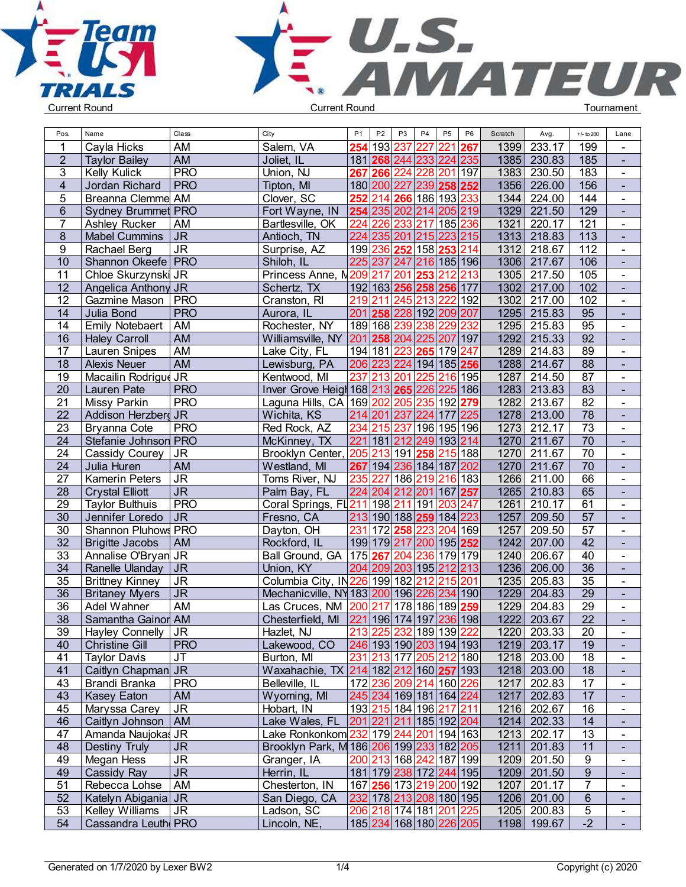Team USA TRIALS — Current Round

U.S. AMATEUR — Current Round — Tournament

| Pos. | Name | Class | City | P1 | P2 | P3 | P4 | P5 | P6 | Scratch | Avg. | +/- to 200 | Lane |
|---|---|---|---|---|---|---|---|---|---|---|---|---|---|
| 1 | Cayla Hicks | AM | Salem, VA | 254 | 193 | 237 | 227 | 221 | 267 | 1399 | 233.17 | 199 | - |
| 2 | Taylor Bailey | AM | Joliet, IL | 181 | 268 | 244 | 233 | 224 | 235 | 1385 | 230.83 | 185 | - |
| 3 | Kelly Kulick | PRO | Union, NJ | 267 | 266 | 224 | 228 | 201 | 197 | 1383 | 230.50 | 183 | - |
| 4 | Jordan Richard | PRO | Tipton, MI | 180 | 200 | 227 | 239 | 258 | 252 | 1356 | 226.00 | 156 | - |
| 5 | Breanna Clemme | AM | Clover, SC | 252 | 214 | 266 | 186 | 193 | 233 | 1344 | 224.00 | 144 | - |
| 6 | Sydney Brummet | PRO | Fort Wayne, IN | 254 | 235 | 202 | 214 | 205 | 219 | 1329 | 221.50 | 129 | - |
| 7 | Ashley Rucker | AM | Bartlesville, OK | 224 | 226 | 233 | 217 | 185 | 236 | 1321 | 220.17 | 121 | - |
| 8 | Mabel Cummins | JR | Antioch, TN | 224 | 235 | 201 | 215 | 223 | 215 | 1313 | 218.83 | 113 | - |
| 9 | Rachael Berg | JR | Surprise, AZ | 199 | 236 | 252 | 158 | 253 | 214 | 1312 | 218.67 | 112 | - |
| 10 | Shannon Okeefe | PRO | Shiloh, IL | 225 | 237 | 247 | 216 | 185 | 196 | 1306 | 217.67 | 106 | - |
| 11 | Chloe Skurzynski | JR | Princess Anne, M | 209 | 217 | 201 | 253 | 212 | 213 | 1305 | 217.50 | 105 | - |
| 12 | Angelica Anthony | JR | Schertz, TX | 192 | 163 | 256 | 258 | 256 | 177 | 1302 | 217.00 | 102 | - |
| 12 | Gazmine Mason | PRO | Cranston, RI | 219 | 211 | 245 | 213 | 222 | 192 | 1302 | 217.00 | 102 | - |
| 14 | Julia Bond | PRO | Aurora, IL | 201 | 258 | 228 | 192 | 209 | 207 | 1295 | 215.83 | 95 | - |
| 14 | Emily Notebaert | AM | Rochester, NY | 189 | 168 | 239 | 238 | 229 | 232 | 1295 | 215.83 | 95 | - |
| 16 | Haley Carroll | AM | Williamsville, NY | 201 | 258 | 204 | 225 | 207 | 197 | 1292 | 215.33 | 92 | - |
| 17 | Lauren Snipes | AM | Lake City, FL | 194 | 181 | 223 | 265 | 179 | 247 | 1289 | 214.83 | 89 | - |
| 18 | Alexis Neuer | AM | Lewisburg, PA | 206 | 223 | 224 | 194 | 185 | 256 | 1288 | 214.67 | 88 | - |
| 19 | Macailin Rodrigue | JR | Kentwood, MI | 237 | 213 | 201 | 225 | 216 | 195 | 1287 | 214.50 | 87 | - |
| 20 | Lauren Pate | PRO | Inver Grove Heigh | 168 | 213 | 265 | 226 | 225 | 186 | 1283 | 213.83 | 83 | - |
| 21 | Missy Parkin | PRO | Laguna Hills, CA | 169 | 202 | 205 | 235 | 192 | 279 | 1282 | 213.67 | 82 | - |
| 22 | Addison Herzberg | JR | Wichita, KS | 214 | 201 | 237 | 224 | 177 | 225 | 1278 | 213.00 | 78 | - |
| 23 | Bryanna Cote | PRO | Red Rock, AZ | 234 | 215 | 237 | 196 | 195 | 196 | 1273 | 212.17 | 73 | - |
| 24 | Stefanie Johnson | PRO | McKinney, TX | 221 | 181 | 212 | 249 | 193 | 214 | 1270 | 211.67 | 70 | - |
| 24 | Cassidy Courey | JR | Brooklyn Center, | 205 | 213 | 191 | 258 | 215 | 188 | 1270 | 211.67 | 70 | - |
| 24 | Julia Huren | AM | Westland, MI | 267 | 194 | 236 | 184 | 187 | 202 | 1270 | 211.67 | 70 | - |
| 27 | Kamerin Peters | JR | Toms River, NJ | 235 | 227 | 186 | 219 | 216 | 183 | 1266 | 211.00 | 66 | - |
| 28 | Crystal Elliott | JR | Palm Bay, FL | 224 | 204 | 212 | 201 | 167 | 257 | 1265 | 210.83 | 65 | - |
| 29 | Taylor Bulthuis | PRO | Coral Springs, FL | 211 | 198 | 211 | 191 | 203 | 247 | 1261 | 210.17 | 61 | - |
| 30 | Jennifer Loredo | JR | Fresno, CA | 213 | 190 | 188 | 259 | 184 | 223 | 1257 | 209.50 | 57 | - |
| 30 | Shannon Pluhows | PRO | Dayton, OH | 231 | 172 | 258 | 223 | 204 | 169 | 1257 | 209.50 | 57 | - |
| 32 | Brigitte Jacobs | AM | Rockford, IL | 199 | 179 | 217 | 200 | 195 | 252 | 1242 | 207.00 | 42 | - |
| 33 | Annalise O'Bryan | JR | Ball Ground, GA | 175 | 267 | 204 | 236 | 179 | 179 | 1240 | 206.67 | 40 | - |
| 34 | Ranelle Ulanday | JR | Union, KY | 204 | 209 | 203 | 195 | 212 | 213 | 1236 | 206.00 | 36 | - |
| 35 | Brittney Kinney | JR | Columbia City, IN | 226 | 199 | 182 | 212 | 215 | 201 | 1235 | 205.83 | 35 | - |
| 36 | Britaney Myers | JR | Mechanicville, NY | 183 | 200 | 196 | 226 | 234 | 190 | 1229 | 204.83 | 29 | - |
| 36 | Adel Wahner | AM | Las Cruces, NM | 200 | 217 | 178 | 186 | 189 | 259 | 1229 | 204.83 | 29 | - |
| 38 | Samantha Gainor | AM | Chesterfield, MI | 221 | 196 | 174 | 197 | 236 | 198 | 1222 | 203.67 | 22 | - |
| 39 | Hayley Connelly | JR | Hazlet, NJ | 213 | 225 | 232 | 189 | 139 | 222 | 1220 | 203.33 | 20 | - |
| 40 | Christine Gill | PRO | Lakewood, CO | 246 | 193 | 190 | 203 | 194 | 193 | 1219 | 203.17 | 19 | - |
| 41 | Taylor Davis | JT | Burton, MI | 231 | 213 | 177 | 205 | 212 | 180 | 1218 | 203.00 | 18 | - |
| 41 | Caitlyn Chapman | JR | Waxahachie, TX | 214 | 182 | 212 | 160 | 257 | 193 | 1218 | 203.00 | 18 | - |
| 43 | Brandi Branka | PRO | Belleville, IL | 172 | 236 | 209 | 214 | 160 | 226 | 1217 | 202.83 | 17 | - |
| 43 | Kasey Eaton | AM | Wyoming, MI | 245 | 234 | 169 | 181 | 164 | 224 | 1217 | 202.83 | 17 | - |
| 45 | Maryssa Carey | JR | Hobart, IN | 193 | 215 | 184 | 196 | 217 | 211 | 1216 | 202.67 | 16 | - |
| 46 | Caitlyn Johnson | AM | Lake Wales, FL | 201 | 221 | 211 | 185 | 192 | 204 | 1214 | 202.33 | 14 | - |
| 47 | Amanda Naujokas | JR | Lake Ronkonkom | 232 | 179 | 244 | 201 | 194 | 163 | 1213 | 202.17 | 13 | - |
| 48 | Destiny Truly | JR | Brooklyn Park, M | 186 | 206 | 199 | 233 | 182 | 205 | 1211 | 201.83 | 11 | - |
| 49 | Megan Hess | JR | Granger, IA | 200 | 213 | 168 | 242 | 187 | 199 | 1209 | 201.50 | 9 | - |
| 49 | Cassidy Ray | JR | Herrin, IL | 181 | 179 | 238 | 172 | 244 | 195 | 1209 | 201.50 | 9 | - |
| 51 | Rebecca Lohse | AM | Chesterton, IN | 167 | 256 | 173 | 219 | 200 | 192 | 1207 | 201.17 | 7 | - |
| 52 | Katelyn Abigania | JR | San Diego, CA | 232 | 178 | 213 | 208 | 180 | 195 | 1206 | 201.00 | 6 | - |
| 53 | Kelley Williams | JR | Ladson, SC | 206 | 218 | 174 | 181 | 201 | 225 | 1205 | 200.83 | 5 | - |
| 54 | Cassandra Leuth | PRO | Lincoln, NE, | 185 | 234 | 168 | 180 | 226 | 205 | 1198 | 199.67 | -2 | - |

Generated on 1/7/2020 by Lexer BW2 — Copyright (c) 2020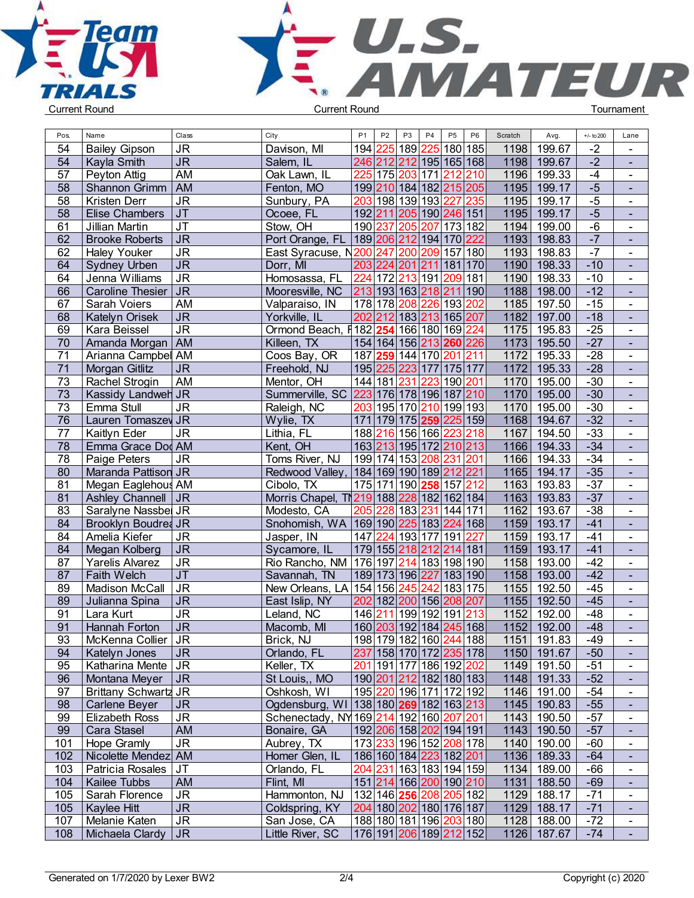Current Round | Current Round | Tournament

| Pos. | Name | Class | City | P1 | P2 | P3 | P4 | P5 | P6 | Scratch | Avg. | +/- to 200 | Lane |
|---|---|---|---|---|---|---|---|---|---|---|---|---|---|
| 54 | Bailey Gipson | JR | Davison, MI | 194 | 225 | 189 | 225 | 180 | 185 | 1198 | 199.67 | -2 | - |
| 54 | Kayla Smith | JR | Salem, IL | 246 | 212 | 212 | 195 | 165 | 168 | 1198 | 199.67 | -2 | - |
| 57 | Peyton Attig | AM | Oak Lawn, IL | 225 | 175 | 203 | 171 | 212 | 210 | 1196 | 199.33 | -4 | - |
| 58 | Shannon Grimm | AM | Fenton, MO | 199 | 210 | 184 | 182 | 215 | 205 | 1195 | 199.17 | -5 | - |
| 58 | Kristen Derr | JR | Sunbury, PA | 203 | 198 | 139 | 193 | 227 | 235 | 1195 | 199.17 | -5 | - |
| 58 | Elise Chambers | JT | Ocoee, FL | 192 | 211 | 205 | 190 | 246 | 151 | 1195 | 199.17 | -5 | - |
| 61 | Jillian Martin | JT | Stow, OH | 190 | 237 | 205 | 207 | 173 | 182 | 1194 | 199.00 | -6 | - |
| 62 | Brooke Roberts | JR | Port Orange, FL | 189 | 206 | 212 | 194 | 170 | 222 | 1193 | 198.83 | -7 | - |
| 62 | Haley Youker | JR | East Syracuse, N | 200 | 247 | 200 | 209 | 157 | 180 | 1193 | 198.83 | -7 | - |
| 64 | Sydney Urben | JR | Dorr, MI | 203 | 224 | 201 | 211 | 181 | 170 | 1190 | 198.33 | -10 | - |
| 64 | Jenna Williams | JR | Homosassa, FL | 224 | 172 | 213 | 191 | 209 | 181 | 1190 | 198.33 | -10 | - |
| 66 | Caroline Thesier | JR | Mooresville, NC | 213 | 193 | 163 | 218 | 211 | 190 | 1188 | 198.00 | -12 | - |
| 67 | Sarah Voiers | AM | Valparaiso, IN | 178 | 178 | 208 | 226 | 193 | 202 | 1185 | 197.50 | -15 | - |
| 68 | Katelyn Orisek | JR | Yorkville, IL | 202 | 212 | 183 | 213 | 165 | 207 | 1182 | 197.00 | -18 | - |
| 69 | Kara Beissel | JR | Ormond Beach, F | 182 | **254** | 166 | 180 | 169 | 224 | 1175 | 195.83 | -25 | - |
| 70 | Amanda Morgan | AM | Killeen, TX | 154 | 164 | 156 | 213 | **260** | 226 | 1173 | 195.50 | -27 | - |
| 71 | Arianna Campbel | AM | Coos Bay, OR | 187 | **259** | 144 | 170 | 201 | 211 | 1172 | 195.33 | -28 | - |
| 71 | Morgan Gitlitz | JR | Freehold, NJ | 195 | 225 | 223 | 177 | 175 | 177 | 1172 | 195.33 | -28 | - |
| 73 | Rachel Strogin | AM | Mentor, OH | 144 | 181 | 231 | 223 | 190 | 201 | 1170 | 195.00 | -30 | - |
| 73 | Kassidy Landweh | JR | Summerville, SC | 223 | 176 | 178 | 196 | 187 | 210 | 1170 | 195.00 | -30 | - |
| 73 | Emma Stull | JR | Raleigh, NC | 203 | 195 | 170 | 210 | 199 | 193 | 1170 | 195.00 | -30 | - |
| 76 | Lauren Tomaszev | JR | Wylie, TX | 171 | 179 | 175 | **259** | 225 | 159 | 1168 | 194.67 | -32 | - |
| 77 | Kaitlyn Eder | JR | Lithia, FL | 188 | 216 | 156 | 166 | 223 | 218 | 1167 | 194.50 | -33 | - |
| 78 | Emma Grace Doc | AM | Kent, OH | 163 | 213 | 195 | 172 | 210 | 213 | 1166 | 194.33 | -34 | - |
| 78 | Paige Peters | JR | Toms River, NJ | 199 | 174 | 153 | 208 | 231 | 201 | 1166 | 194.33 | -34 | - |
| 80 | Maranda Pattison | JR | Redwood Valley, | 184 | 169 | 190 | 189 | 212 | 221 | 1165 | 194.17 | -35 | - |
| 81 | Megan Eaglehous | AM | Cibolo, TX | 175 | 171 | 190 | **258** | 157 | 212 | 1163 | 193.83 | -37 | - |
| 81 | Ashley Channell | JR | Morris Chapel, TN | 219 | 188 | 228 | 182 | 162 | 184 | 1163 | 193.83 | -37 | - |
| 83 | Saralyne Nassbe | JR | Modesto, CA | 205 | 228 | 183 | 231 | 144 | 171 | 1162 | 193.67 | -38 | - |
| 84 | Brooklyn Boudrea | JR | Snohomish, WA | 169 | 190 | 225 | 183 | 224 | 168 | 1159 | 193.17 | -41 | - |
| 84 | Amelia Kiefer | JR | Jasper, IN | 147 | 224 | 193 | 177 | 191 | 227 | 1159 | 193.17 | -41 | - |
| 84 | Megan Kolberg | JR | Sycamore, IL | 179 | 155 | 218 | 212 | 214 | 181 | 1159 | 193.17 | -41 | - |
| 87 | Yarelis Alvarez | JR | Rio Rancho, NM | 176 | 197 | 214 | 183 | 198 | 190 | 1158 | 193.00 | -42 | - |
| 87 | Faith Welch | JT | Savannah, TN | 189 | 173 | 196 | 227 | 183 | 190 | 1158 | 193.00 | -42 | - |
| 89 | Madison McCall | JR | New Orleans, LA | 154 | 156 | 245 | 242 | 183 | 175 | 1155 | 192.50 | -45 | - |
| 89 | Julianna Spina | JR | East Islip, NY | 202 | 182 | 200 | 156 | 208 | 207 | 1155 | 192.50 | -45 | - |
| 91 | Lara Kurt | JR | Leland, NC | 146 | 211 | 199 | 192 | 191 | 213 | 1152 | 192.00 | -48 | - |
| 91 | Hannah Forton | JR | Macomb, MI | 160 | 203 | 192 | 184 | 245 | 168 | 1152 | 192.00 | -48 | - |
| 93 | McKenna Collier | JR | Brick, NJ | 198 | 179 | 182 | 160 | 244 | 188 | 1151 | 191.83 | -49 | - |
| 94 | Katelyn Jones | JR | Orlando, FL | 237 | 158 | 170 | 172 | 235 | 178 | 1150 | 191.67 | -50 | - |
| 95 | Katharina Mente | JR | Keller, TX | 201 | 191 | 177 | 186 | 192 | 202 | 1149 | 191.50 | -51 | - |
| 96 | Montana Meyer | JR | St Louis,, MO | 190 | 201 | 212 | 182 | 180 | 183 | 1148 | 191.33 | -52 | - |
| 97 | Brittany Schwartz | JR | Oshkosh, WI | 195 | 220 | 196 | 171 | 172 | 192 | 1146 | 191.00 | -54 | - |
| 98 | Carlene Beyer | JR | Ogdensburg, WI | 138 | 180 | **269** | 182 | 163 | 213 | 1145 | 190.83 | -55 | - |
| 99 | Elizabeth Ross | JR | Schenectady, NY | 169 | 214 | 192 | 160 | 207 | 201 | 1143 | 190.50 | -57 | - |
| 99 | Cara Stasel | AM | Bonaire, GA | 192 | 206 | 158 | 202 | 194 | 191 | 1143 | 190.50 | -57 | - |
| 101 | Hope Gramly | JR | Aubrey, TX | 173 | 233 | 196 | 152 | 208 | 178 | 1140 | 190.00 | -60 | - |
| 102 | Nicolette Mendez | AM | Homer Glen, IL | 186 | 160 | 184 | 223 | 182 | 201 | 1136 | 189.33 | -64 | - |
| 103 | Patricia Rosales | JT | Orlando, FL | 204 | 231 | 163 | 183 | 194 | 159 | 1134 | 189.00 | -66 | - |
| 104 | Kailee Tubbs | AM | Flint, MI | 151 | 214 | 166 | 200 | 190 | 210 | 1131 | 188.50 | -69 | - |
| 105 | Sarah Florence | JR | Hammonton, NJ | 132 | 146 | **256** | 208 | 205 | 182 | 1129 | 188.17 | -71 | - |
| 105 | Kaylee Hitt | JR | Coldspring, KY | 204 | 180 | 202 | 180 | 176 | 187 | 1129 | 188.17 | -71 | - |
| 107 | Melanie Katen | JR | San Jose, CA | 188 | 180 | 181 | 196 | 203 | 180 | 1128 | 188.00 | -72 | - |
| 108 | Michaela Clardy | JR | Little River, SC | 176 | 191 | 206 | 189 | 212 | 152 | 1126 | 187.67 | -74 | - |

Generated on 1/7/2020 by Lexer BW2 | Copyright (c) 2020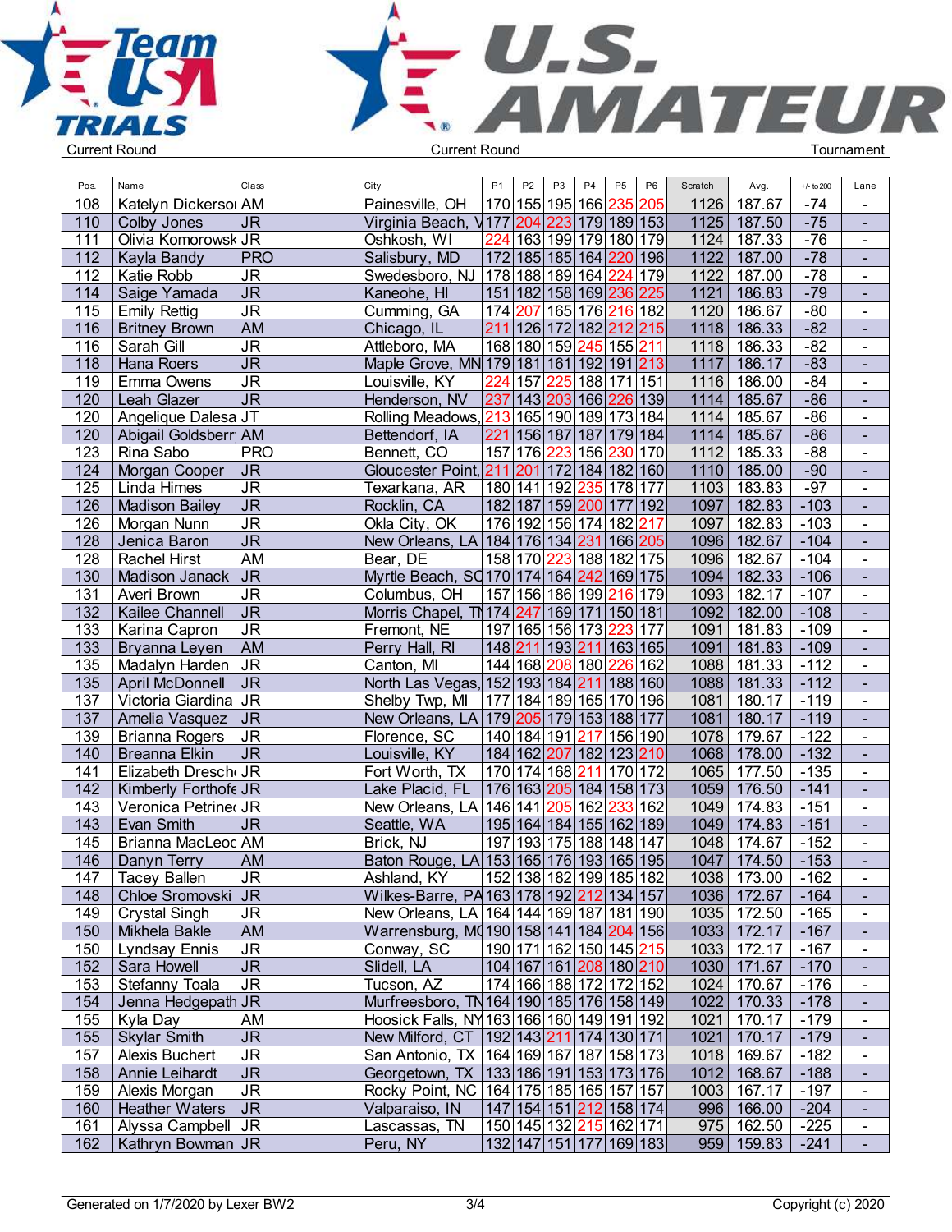Current Round | Current Round | Tournament

| Pos. | Name | Class | City | P1 | P2 | P3 | P4 | P5 | P6 | Scratch | Avg. | +/- to 200 | Lane |
|---|---|---|---|---|---|---|---|---|---|---|---|---|---|
| 108 | Katelyn Dickerso | AM | Painesville, OH | 170 | 155 | 195 | 166 | 235 | 205 | 1126 | 187.67 | -74 | - |
| 110 | Colby Jones | JR | Virginia Beach, V | 177 | 204 | 223 | 179 | 189 | 153 | 1125 | 187.50 | -75 | - |
| 111 | Olivia Komorowsk | JR | Oshkosh, WI | 224 | 163 | 199 | 179 | 180 | 179 | 1124 | 187.33 | -76 | - |
| 112 | Kayla Bandy | PRO | Salisbury, MD | 172 | 185 | 185 | 164 | 220 | 196 | 1122 | 187.00 | -78 | - |
| 112 | Katie Robb | JR | Swedesboro, NJ | 178 | 188 | 189 | 164 | 224 | 179 | 1122 | 187.00 | -78 | - |
| 114 | Saige Yamada | JR | Kaneohe, HI | 151 | 182 | 158 | 169 | 236 | 225 | 1121 | 186.83 | -79 | - |
| 115 | Emily Rettig | JR | Cumming, GA | 174 | 207 | 165 | 176 | 216 | 182 | 1120 | 186.67 | -80 | - |
| 116 | Britney Brown | AM | Chicago, IL | 211 | 126 | 172 | 182 | 212 | 215 | 1118 | 186.33 | -82 | - |
| 116 | Sarah Gill | JR | Attleboro, MA | 168 | 180 | 159 | 245 | 155 | 211 | 1118 | 186.33 | -82 | - |
| 118 | Hana Roers | JR | Maple Grove, MN | 179 | 181 | 161 | 192 | 191 | 213 | 1117 | 186.17 | -83 | - |
| 119 | Emma Owens | JR | Louisville, KY | 224 | 157 | 225 | 188 | 171 | 151 | 1116 | 186.00 | -84 | - |
| 120 | Leah Glazer | JR | Henderson, NV | 237 | 143 | 203 | 166 | 226 | 139 | 1114 | 185.67 | -86 | - |
| 120 | Angelique Dalesa | JT | Rolling Meadows, | 213 | 165 | 190 | 189 | 173 | 184 | 1114 | 185.67 | -86 | - |
| 120 | Abigail Goldsberr | AM | Bettendorf, IA | 221 | 156 | 187 | 187 | 179 | 184 | 1114 | 185.67 | -86 | - |
| 123 | Rina Sabo | PRO | Bennett, CO | 157 | 176 | 223 | 156 | 230 | 170 | 1112 | 185.33 | -88 | - |
| 124 | Morgan Cooper | JR | Gloucester Point, | 211 | 201 | 172 | 184 | 182 | 160 | 1110 | 185.00 | -90 | - |
| 125 | Linda Himes | JR | Texarkana, AR | 180 | 141 | 192 | 235 | 178 | 177 | 1103 | 183.83 | -97 | - |
| 126 | Madison Bailey | JR | Rocklin, CA | 182 | 187 | 159 | 200 | 177 | 192 | 1097 | 182.83 | -103 | - |
| 126 | Morgan Nunn | JR | Okla City, OK | 176 | 192 | 156 | 174 | 182 | 217 | 1097 | 182.83 | -103 | - |
| 128 | Jenica Baron | JR | New Orleans, LA | 184 | 176 | 134 | 231 | 166 | 205 | 1096 | 182.67 | -104 | - |
| 128 | Rachel Hirst | AM | Bear, DE | 158 | 170 | 223 | 188 | 182 | 175 | 1096 | 182.67 | -104 | - |
| 130 | Madison Janack | JR | Myrtle Beach, SC | 170 | 174 | 164 | 242 | 169 | 175 | 1094 | 182.33 | -106 | - |
| 131 | Averi Brown | JR | Columbus, OH | 157 | 156 | 186 | 199 | 216 | 179 | 1093 | 182.17 | -107 | - |
| 132 | Kailee Channell | JR | Morris Chapel, TN | 174 | 247 | 169 | 171 | 150 | 181 | 1092 | 182.00 | -108 | - |
| 133 | Karina Capron | JR | Fremont, NE | 197 | 165 | 156 | 173 | 223 | 177 | 1091 | 181.83 | -109 | - |
| 133 | Bryanna Leyen | AM | Perry Hall, RI | 148 | 211 | 193 | 211 | 163 | 165 | 1091 | 181.83 | -109 | - |
| 135 | Madalyn Harden | JR | Canton, MI | 144 | 168 | 208 | 180 | 226 | 162 | 1088 | 181.33 | -112 | - |
| 135 | April McDonnell | JR | North Las Vegas, | 152 | 193 | 184 | 211 | 188 | 160 | 1088 | 181.33 | -112 | - |
| 137 | Victoria Giardina | JR | Shelby Twp, MI | 177 | 184 | 189 | 165 | 170 | 196 | 1081 | 180.17 | -119 | - |
| 137 | Amelia Vasquez | JR | New Orleans, LA | 179 | 205 | 179 | 153 | 188 | 177 | 1081 | 180.17 | -119 | - |
| 139 | Brianna Rogers | JR | Florence, SC | 140 | 184 | 191 | 217 | 156 | 190 | 1078 | 179.67 | -122 | - |
| 140 | Breanna Elkin | JR | Louisville, KY | 184 | 162 | 207 | 182 | 123 | 210 | 1068 | 178.00 | -132 | - |
| 141 | Elizabeth Dresch | JR | Fort Worth, TX | 170 | 174 | 168 | 211 | 170 | 172 | 1065 | 177.50 | -135 | - |
| 142 | Kimberly Forthofe | JR | Lake Placid, FL | 176 | 163 | 205 | 184 | 158 | 173 | 1059 | 176.50 | -141 | - |
| 143 | Veronica Petrine | JR | New Orleans, LA | 146 | 141 | 205 | 162 | 233 | 162 | 1049 | 174.83 | -151 | - |
| 143 | Evan Smith | JR | Seattle, WA | 195 | 164 | 184 | 155 | 162 | 189 | 1049 | 174.83 | -151 | - |
| 145 | Brianna MacLeod | AM | Brick, NJ | 197 | 193 | 175 | 188 | 148 | 147 | 1048 | 174.67 | -152 | - |
| 146 | Danyn Terry | AM | Baton Rouge, LA | 153 | 165 | 176 | 193 | 165 | 195 | 1047 | 174.50 | -153 | - |
| 147 | Tacey Ballen | JR | Ashland, KY | 152 | 138 | 182 | 199 | 185 | 182 | 1038 | 173.00 | -162 | - |
| 148 | Chloe Sromovski | JR | Wilkes-Barre, PA | 163 | 178 | 192 | 212 | 134 | 157 | 1036 | 172.67 | -164 | - |
| 149 | Crystal Singh | JR | New Orleans, LA | 164 | 144 | 169 | 187 | 181 | 190 | 1035 | 172.50 | -165 | - |
| 150 | Mikhela Bakle | AM | Warrensburg, MO | 190 | 158 | 141 | 184 | 204 | 156 | 1033 | 172.17 | -167 | - |
| 150 | Lyndsay Ennis | JR | Conway, SC | 190 | 171 | 162 | 150 | 145 | 215 | 1033 | 172.17 | -167 | - |
| 152 | Sara Howell | JR | Slidell, LA | 104 | 167 | 161 | 208 | 180 | 210 | 1030 | 171.67 | -170 | - |
| 153 | Stefanny Toala | JR | Tucson, AZ | 174 | 166 | 188 | 172 | 172 | 152 | 1024 | 170.67 | -176 | - |
| 154 | Jenna Hedgepath | JR | Murfreesboro, TN | 164 | 190 | 185 | 176 | 158 | 149 | 1022 | 170.33 | -178 | - |
| 155 | Kyla Day | AM | Hoosick Falls, NY | 163 | 166 | 160 | 149 | 191 | 192 | 1021 | 170.17 | -179 | - |
| 155 | Skylar Smith | JR | New Milford, CT | 192 | 143 | 211 | 174 | 130 | 171 | 1021 | 170.17 | -179 | - |
| 157 | Alexis Buchert | JR | San Antonio, TX | 164 | 169 | 167 | 187 | 158 | 173 | 1018 | 169.67 | -182 | - |
| 158 | Annie Leihardt | JR | Georgetown, TX | 133 | 186 | 191 | 153 | 173 | 176 | 1012 | 168.67 | -188 | - |
| 159 | Alexis Morgan | JR | Rocky Point, NC | 164 | 175 | 185 | 165 | 157 | 157 | 1003 | 167.17 | -197 | - |
| 160 | Heather Waters | JR | Valparaiso, IN | 147 | 154 | 151 | 212 | 158 | 174 | 996 | 166.00 | -204 | - |
| 161 | Alyssa Campbell | JR | Lascassas, TN | 150 | 145 | 132 | 215 | 162 | 171 | 975 | 162.50 | -225 | - |
| 162 | Kathryn Bowman | JR | Peru, NY | 132 | 147 | 151 | 177 | 169 | 183 | 959 | 159.83 | -241 | - |

Generated on 1/7/2020 by Lexer BW2 | Copyright (c) 2020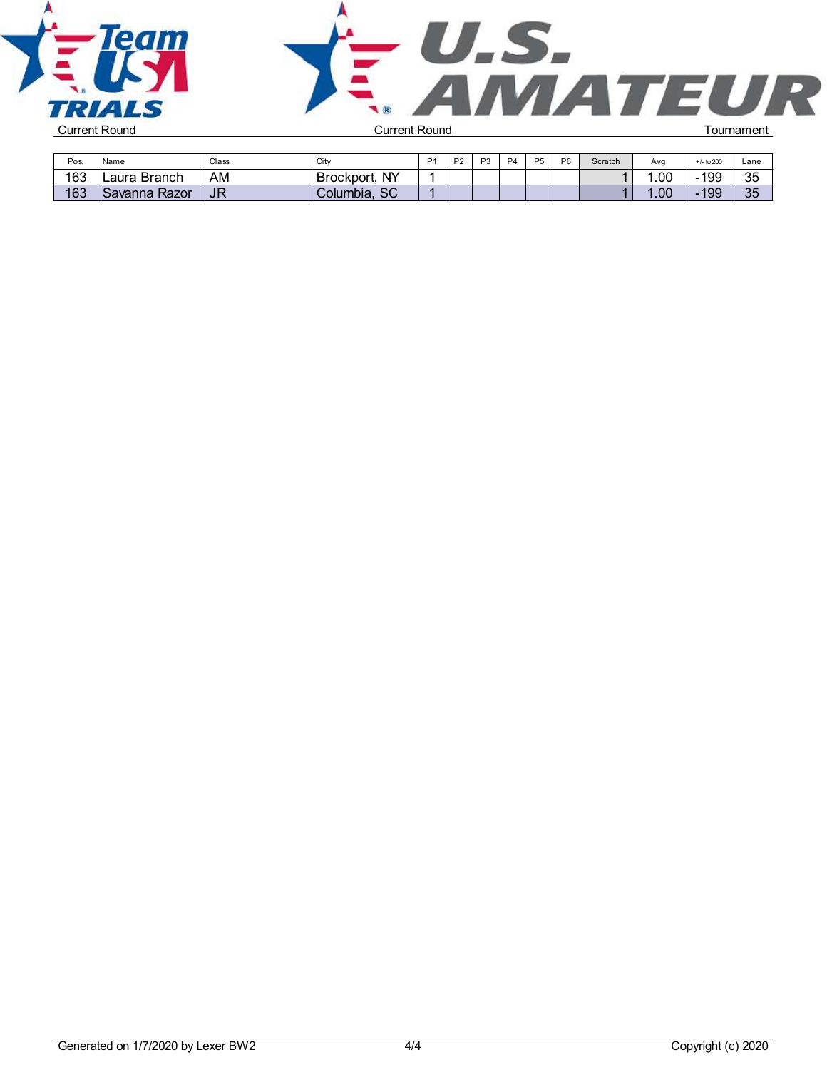| Pos. | Name | Class | City | P1 | P2 | P3 | P4 | P5 | P6 | Scratch | Avg. | +/- to 200 | Lane |
|---|---|---|---|---|---|---|---|---|---|---|---|---|---|
| 163 | Laura Branch | AM | Brockport, NY | 1 | | | | | | 1 | 1.00 | -199 | 35 |
| 163 | Savanna Razor | JR | Columbia, SC | 1 | | | | | | 1 | 1.00 | -199 | 35 |